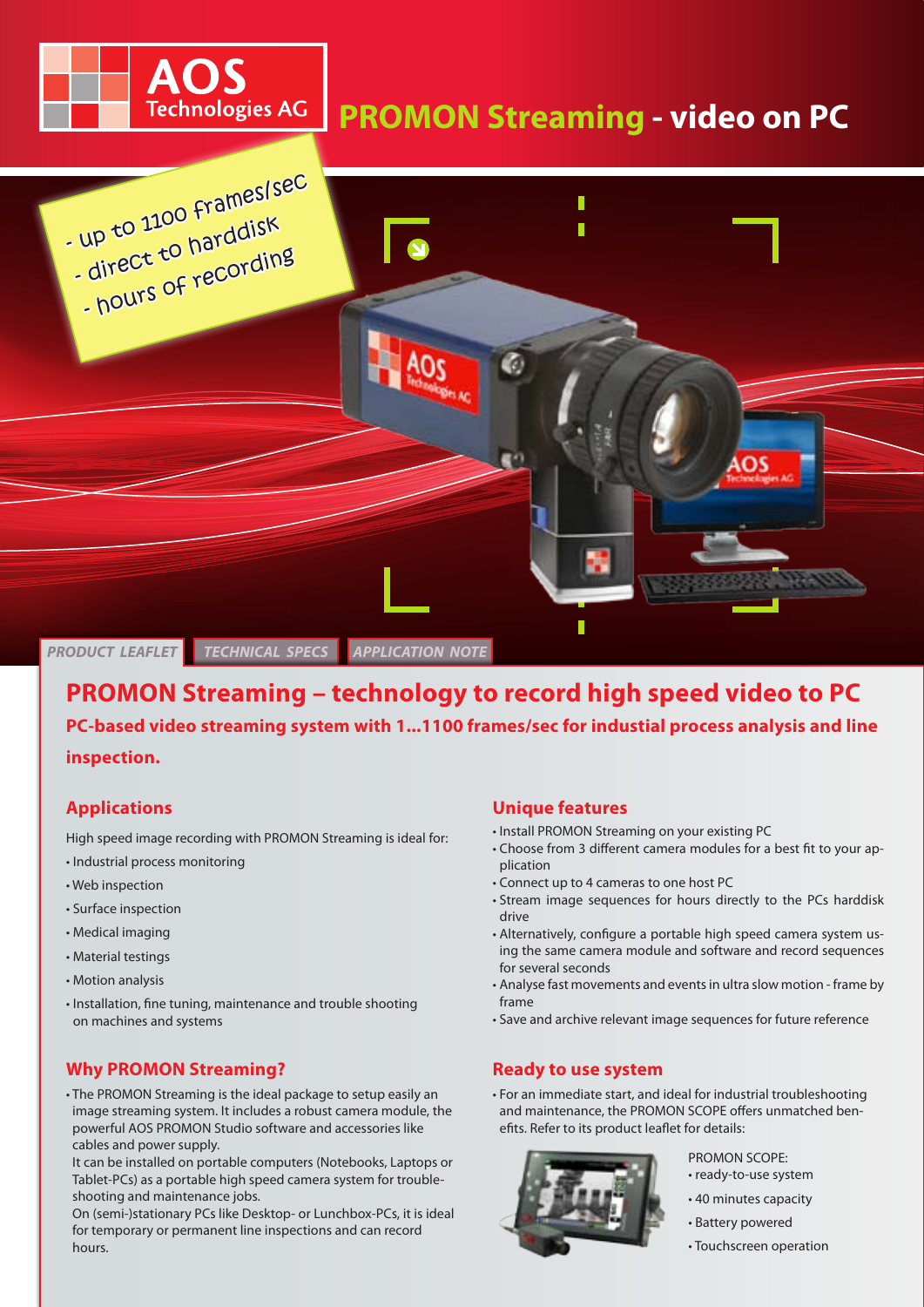AOS Technologies AG

# PROMON Streaming - video on PC

- up to 1100 frames/sec
- direct to harddisk
- hours of recording

*PRODUCT LEAFLET* | *TECHNICAL SPECS* | *APPLICATION NOTE*

## PROMON Streaming – technology to record high speed video to PC

**PC-based video streaming system with 1...1100 frames/sec for industial process analysis and line inspection.**

### Applications

High speed image recording with PROMON Streaming is ideal for:

- Industrial process monitoring
- Web inspection
- Surface inspection
- Medical imaging
- Material testings
- Motion analysis
- Installation, fine tuning, maintenance and trouble shooting on machines and systems

### Why PROMON Streaming?

- The PROMON Streaming is the ideal package to setup easily an image streaming system. It includes a robust camera module, the powerful AOS PROMON Studio software and accessories like cables and power supply.
  It can be installed on portable computers (Notebooks, Laptops or Tablet-PCs) as a portable high speed camera system for trouble-shooting and maintenance jobs.
  On (semi-)stationary PCs like Desktop- or Lunchbox-PCs, it is ideal for temporary or permanent line inspections and can record hours.

### Unique features

- Install PROMON Streaming on your existing PC
- Choose from 3 different camera modules for a best fit to your application
- Connect up to 4 cameras to one host PC
- Stream image sequences for hours directly to the PCs harddisk drive
- Alternatively, configure a portable high speed camera system using the same camera module and software and record sequences for several seconds
- Analyse fast movements and events in ultra slow motion - frame by frame
- Save and archive relevant image sequences for future reference

### Ready to use system

- For an immediate start, and ideal for industrial troubleshooting and maintenance, the PROMON SCOPE offers unmatched benefits. Refer to its product leaflet for details:

PROMON SCOPE:
- ready-to-use system
- 40 minutes capacity
- Battery powered
- Touchscreen operation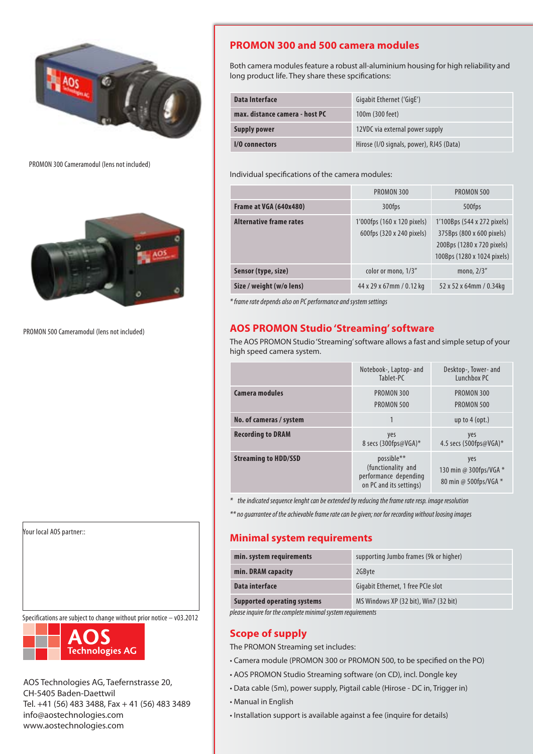PROMON 300 Cameramodul (lens not included)

PROMON 500 Cameramodul (lens not included)

Your local AOS partner::

Specifications are subject to change without prior notice – v03.2012

AOS Technologies AG

AOS Technologies AG, Taefernstrasse 20,
CH-5405 Baden-Daettwil
Tel. +41 (56) 483 3488, Fax + 41 (56) 483 3489
info@aostechnologies.com
www.aostechnologies.com

## PROMON 300 and 500 camera modules

Both camera modules feature a robust all-aluminium housing for high reliability and long product life. They share these spcifications:

| | |
|---|---|
| **Data Interface** | Gigabit Ethernet ('GigE') |
| **max. distance camera - host PC** | 100m (300 feet) |
| **Supply power** | 12VDC via external power supply |
| **I/O connectors** | Hirose (I/O signals, power), RJ45 (Data) |

Individual specifications of the camera modules:

| | PROMON 300 | PROMON 500 |
|---|---|---|
| **Frame at VGA (640x480)** | 300fps | 500fps |
| **Alternative frame rates** | 1'000fps (160 x 120 pixels)<br>600fps (320 x 240 pixels) | 1'100Bps (544 x 272 pixels)<br>375Bps (800 x 600 pixels)<br>200Bps (1280 x 720 pixels)<br>100Bps (1280 x 1024 pixels) |
| **Sensor (type, size)** | color or mono, 1/3" | mono, 2/3" |
| **Size / weight (w/o lens)** | 44 x 29 x 67mm / 0.12 kg | 52 x 52 x 64mm / 0.34kg |

*\* frame rate depends also on PC performance and system settings*

## AOS PROMON Studio 'Streaming' software

The AOS PROMON Studio 'Streaming' software allows a fast and simple setup of your high speed camera system.

| | Notebook-, Laptop- and Tablet-PC | Desktop-, Tower- and Lunchbox PC |
|---|---|---|
| **Camera modules** | PROMON 300<br>PROMON 500 | PROMON 300<br>PROMON 500 |
| **No. of cameras / system** | 1 | up to 4 (opt.) |
| **Recording to DRAM** | yes<br>8 secs (300fps@VGA)* | yes<br>4.5 secs (500fps@VGA)* |
| **Streaming to HDD/SSD** | possible**<br>(functionality and performance depending on PC and its settings) | yes<br>130 min @ 300fps/VGA *<br>80 min @ 500fps/VGA * |

*\* the indicated sequence lenght can be extended by reducing the frame rate resp. image resolution*

*\*\* no guarrantee of the achievable frame rate can be given; nor for recording without loosing images*

## Minimal system requirements

| | |
|---|---|
| **min. system requirements** | supporting Jumbo frames (9k or higher) |
| **min. DRAM capacity** | 2GByte |
| **Data interface** | Gigabit Ethernet, 1 free PCIe slot |
| **Supported operating systems** | MS Windows XP (32 bit), Win7 (32 bit) |

*please inquire for the complete minimal system requirements*

## Scope of supply

The PROMON Streaming set includes:

- Camera module (PROMON 300 or PROMON 500, to be specified on the PO)
- AOS PROMON Studio Streaming software (on CD), incl. Dongle key
- Data cable (5m), power supply, Pigtail cable (Hirose - DC in, Trigger in)
- Manual in English
- Installation support is available against a fee (inquire for details)